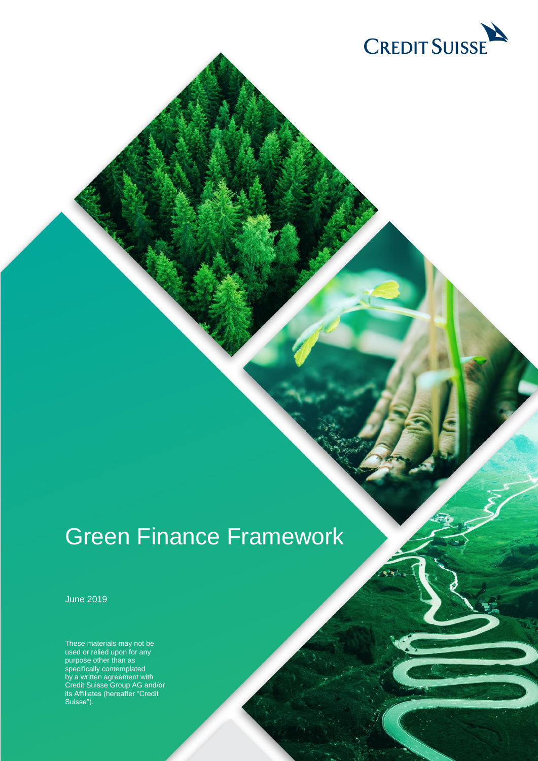CREDIT SUISSE

# Green Finance Framework

June 2019

These materials may not be used or relied upon for any purpose other than as specifically contemplated by a written agreement with Credit Suisse Group AG and/or its Affiliates (hereafter "Credit Suisse").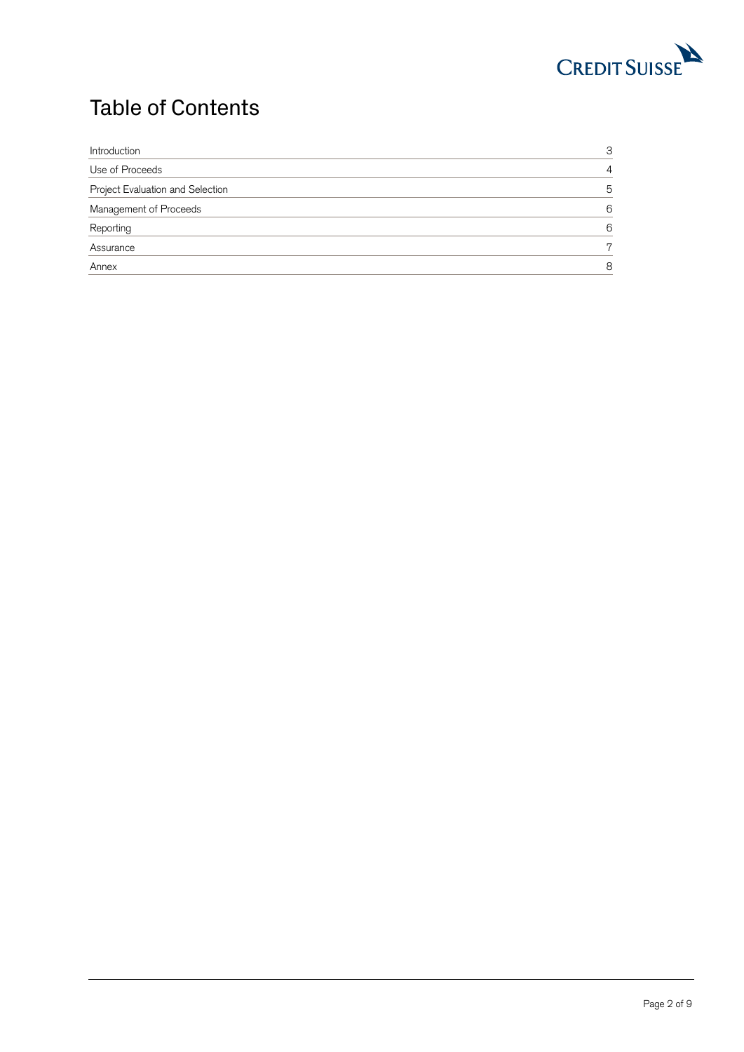# Table of Contents

| | |
|---|---|
| Introduction | 3 |
| Use of Proceeds | 4 |
| Project Evaluation and Selection | 5 |
| Management of Proceeds | 6 |
| Reporting | 6 |
| Assurance | 7 |
| Annex | 8 |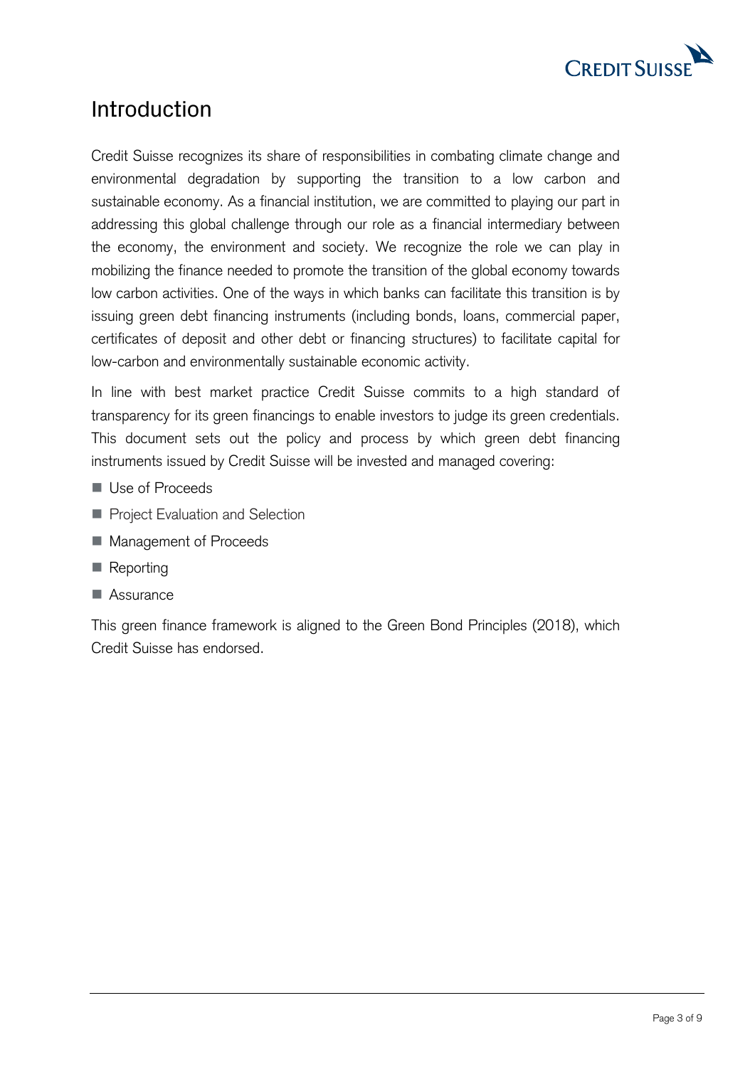# Introduction

Credit Suisse recognizes its share of responsibilities in combating climate change and environmental degradation by supporting the transition to a low carbon and sustainable economy. As a financial institution, we are committed to playing our part in addressing this global challenge through our role as a financial intermediary between the economy, the environment and society. We recognize the role we can play in mobilizing the finance needed to promote the transition of the global economy towards low carbon activities. One of the ways in which banks can facilitate this transition is by issuing green debt financing instruments (including bonds, loans, commercial paper, certificates of deposit and other debt or financing structures) to facilitate capital for low-carbon and environmentally sustainable economic activity.

In line with best market practice Credit Suisse commits to a high standard of transparency for its green financings to enable investors to judge its green credentials. This document sets out the policy and process by which green debt financing instruments issued by Credit Suisse will be invested and managed covering:

- Use of Proceeds
- Project Evaluation and Selection
- Management of Proceeds
- Reporting
- Assurance

This green finance framework is aligned to the Green Bond Principles (2018), which Credit Suisse has endorsed.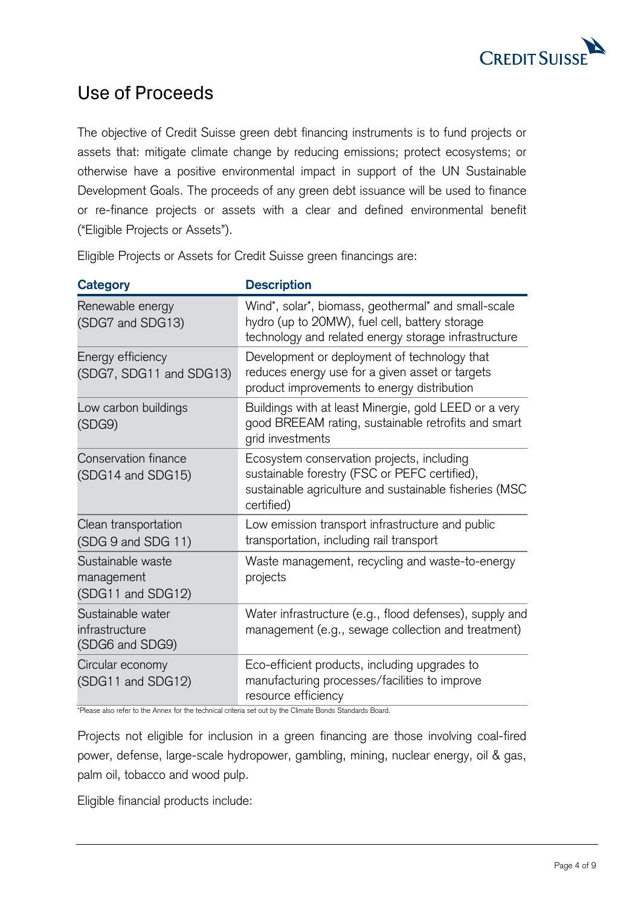## Use of Proceeds

The objective of Credit Suisse green debt financing instruments is to fund projects or assets that: mitigate climate change by reducing emissions; protect ecosystems; or otherwise have a positive environmental impact in support of the UN Sustainable Development Goals. The proceeds of any green debt issuance will be used to finance or re-finance projects or assets with a clear and defined environmental benefit ("Eligible Projects or Assets").

Eligible Projects or Assets for Credit Suisse green financings are:

| **Category** | **Description** |
|---|---|
| Renewable energy (SDG7 and SDG13) | Wind*, solar*, biomass, geothermal* and small-scale hydro (up to 20MW), fuel cell, battery storage technology and related energy storage infrastructure |
| Energy efficiency (SDG7, SDG11 and SDG13) | Development or deployment of technology that reduces energy use for a given asset or targets product improvements to energy distribution |
| Low carbon buildings (SDG9) | Buildings with at least Minergie, gold LEED or a very good BREEAM rating, sustainable retrofits and smart grid investments |
| Conservation finance (SDG14 and SDG15) | Ecosystem conservation projects, including sustainable forestry (FSC or PEFC certified), sustainable agriculture and sustainable fisheries (MSC certified) |
| Clean transportation (SDG 9 and SDG 11) | Low emission transport infrastructure and public transportation, including rail transport |
| Sustainable waste management (SDG11 and SDG12) | Waste management, recycling and waste-to-energy projects |
| Sustainable water infrastructure (SDG6 and SDG9) | Water infrastructure (e.g., flood defenses), supply and management (e.g., sewage collection and treatment) |
| Circular economy (SDG11 and SDG12) | Eco-efficient products, including upgrades to manufacturing processes/facilities to improve resource efficiency |

*Please also refer to the Annex for the technical criteria set out by the Climate Bonds Standards Board.

Projects not eligible for inclusion in a green financing are those involving coal-fired power, defense, large-scale hydropower, gambling, mining, nuclear energy, oil & gas, palm oil, tobacco and wood pulp.

Eligible financial products include: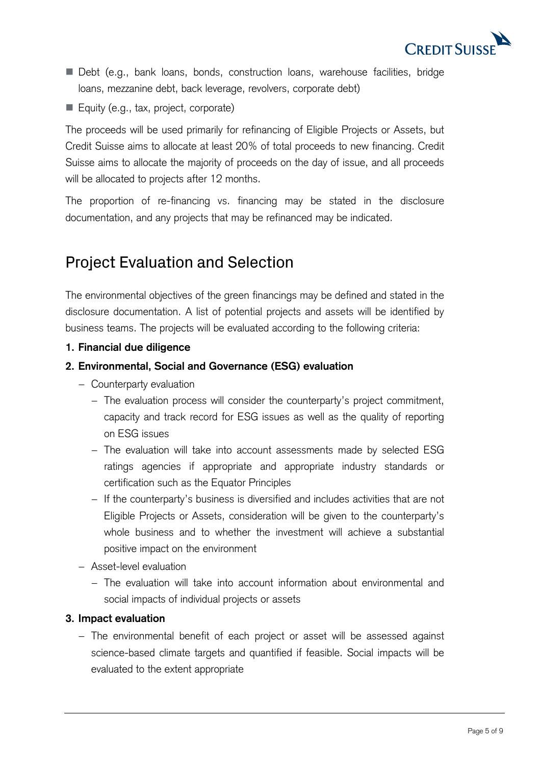- Debt (e.g., bank loans, bonds, construction loans, warehouse facilities, bridge loans, mezzanine debt, back leverage, revolvers, corporate debt)
- Equity (e.g., tax, project, corporate)

The proceeds will be used primarily for refinancing of Eligible Projects or Assets, but Credit Suisse aims to allocate at least 20% of total proceeds to new financing. Credit Suisse aims to allocate the majority of proceeds on the day of issue, and all proceeds will be allocated to projects after 12 months.

The proportion of re-financing vs. financing may be stated in the disclosure documentation, and any projects that may be refinanced may be indicated.

## Project Evaluation and Selection

The environmental objectives of the green financings may be defined and stated in the disclosure documentation. A list of potential projects and assets will be identified by business teams. The projects will be evaluated according to the following criteria:

**1. Financial due diligence**

**2. Environmental, Social and Governance (ESG) evaluation**

- Counterparty evaluation
  - The evaluation process will consider the counterparty's project commitment, capacity and track record for ESG issues as well as the quality of reporting on ESG issues
  - The evaluation will take into account assessments made by selected ESG ratings agencies if appropriate and appropriate industry standards or certification such as the Equator Principles
  - If the counterparty's business is diversified and includes activities that are not Eligible Projects or Assets, consideration will be given to the counterparty's whole business and to whether the investment will achieve a substantial positive impact on the environment
- Asset-level evaluation
  - The evaluation will take into account information about environmental and social impacts of individual projects or assets

**3. Impact evaluation**

- The environmental benefit of each project or asset will be assessed against science-based climate targets and quantified if feasible. Social impacts will be evaluated to the extent appropriate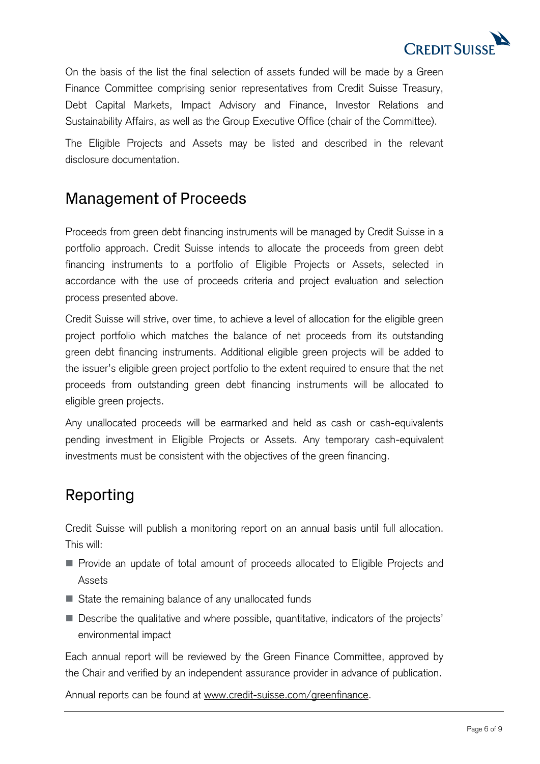On the basis of the list the final selection of assets funded will be made by a Green Finance Committee comprising senior representatives from Credit Suisse Treasury, Debt Capital Markets, Impact Advisory and Finance, Investor Relations and Sustainability Affairs, as well as the Group Executive Office (chair of the Committee).

The Eligible Projects and Assets may be listed and described in the relevant disclosure documentation.

## Management of Proceeds

Proceeds from green debt financing instruments will be managed by Credit Suisse in a portfolio approach. Credit Suisse intends to allocate the proceeds from green debt financing instruments to a portfolio of Eligible Projects or Assets, selected in accordance with the use of proceeds criteria and project evaluation and selection process presented above.

Credit Suisse will strive, over time, to achieve a level of allocation for the eligible green project portfolio which matches the balance of net proceeds from its outstanding green debt financing instruments. Additional eligible green projects will be added to the issuer's eligible green project portfolio to the extent required to ensure that the net proceeds from outstanding green debt financing instruments will be allocated to eligible green projects.

Any unallocated proceeds will be earmarked and held as cash or cash-equivalents pending investment in Eligible Projects or Assets. Any temporary cash-equivalent investments must be consistent with the objectives of the green financing.

## Reporting

Credit Suisse will publish a monitoring report on an annual basis until full allocation. This will:

- Provide an update of total amount of proceeds allocated to Eligible Projects and Assets
- State the remaining balance of any unallocated funds
- Describe the qualitative and where possible, quantitative, indicators of the projects' environmental impact

Each annual report will be reviewed by the Green Finance Committee, approved by the Chair and verified by an independent assurance provider in advance of publication.

Annual reports can be found at www.credit-suisse.com/greenfinance.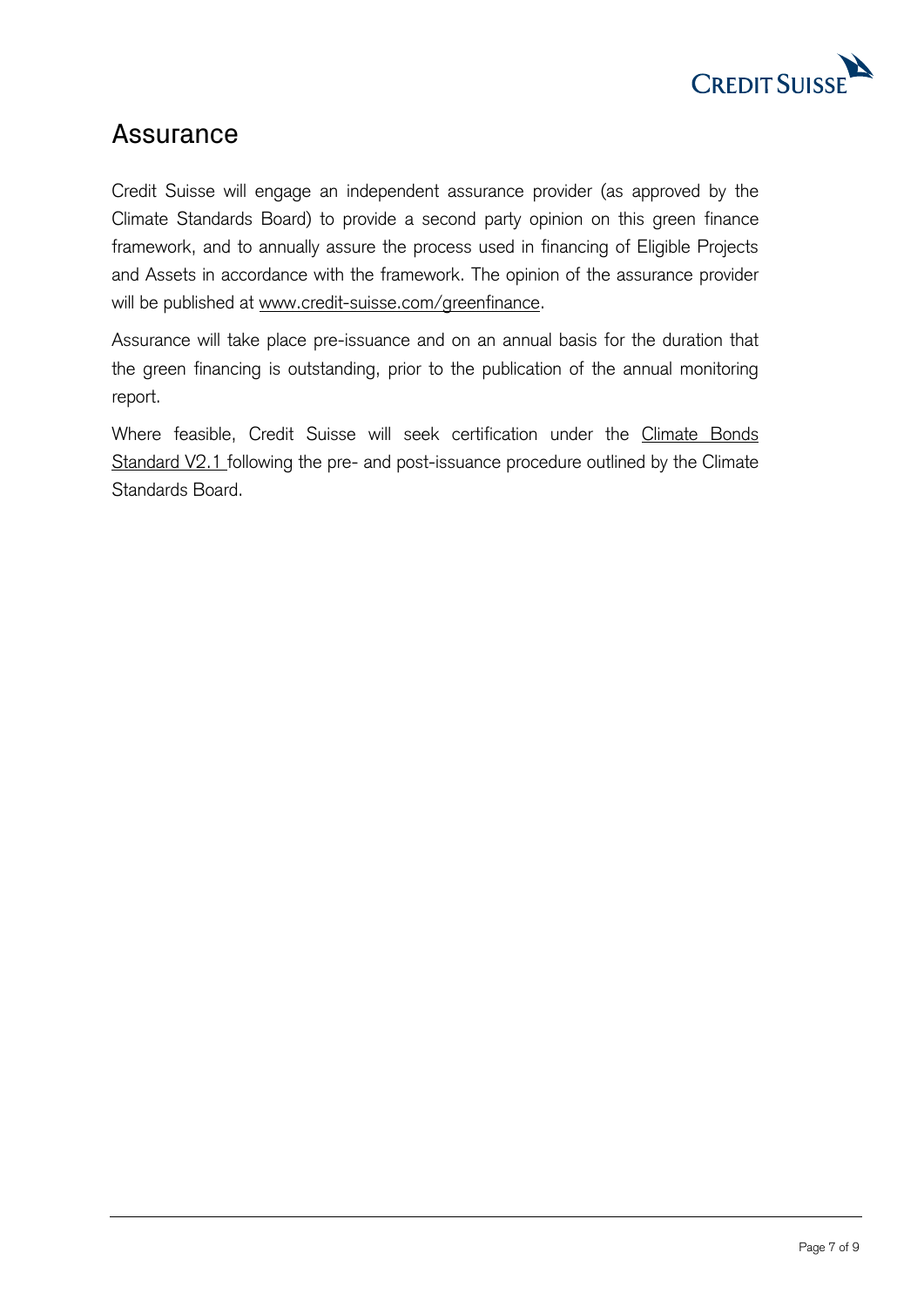## Assurance

Credit Suisse will engage an independent assurance provider (as approved by the Climate Standards Board) to provide a second party opinion on this green finance framework, and to annually assure the process used in financing of Eligible Projects and Assets in accordance with the framework. The opinion of the assurance provider will be published at www.credit-suisse.com/greenfinance.

Assurance will take place pre-issuance and on an annual basis for the duration that the green financing is outstanding, prior to the publication of the annual monitoring report.

Where feasible, Credit Suisse will seek certification under the Climate Bonds Standard V2.1 following the pre- and post-issuance procedure outlined by the Climate Standards Board.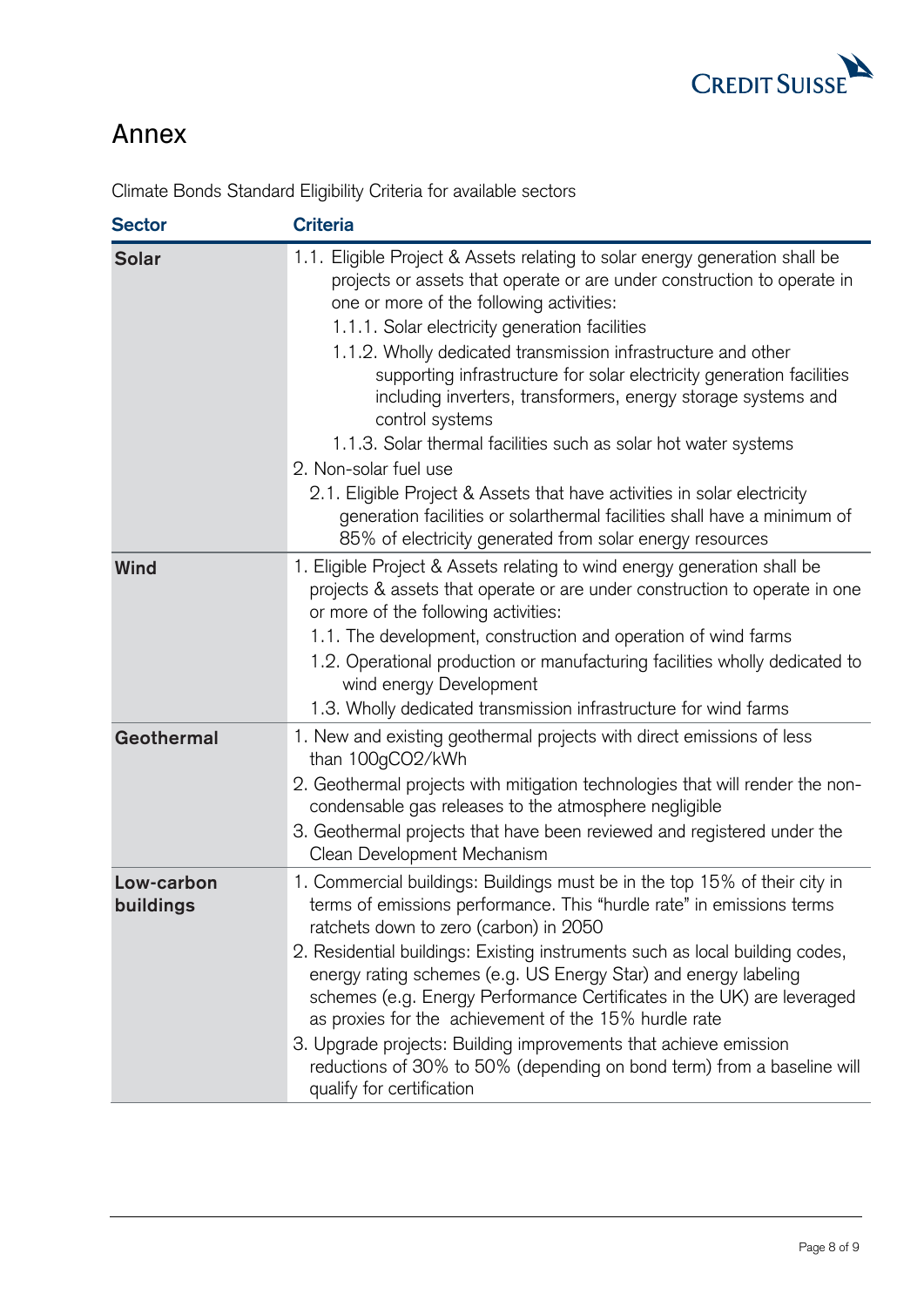## Annex

Climate Bonds Standard Eligibility Criteria for available sectors

| Sector | Criteria |
| --- | --- |
| **Solar** | 1.1. Eligible Project & Assets relating to solar energy generation shall be projects or assets that operate or are under construction to operate in one or more of the following activities:<br>1.1.1. Solar electricity generation facilities<br>1.1.2. Wholly dedicated transmission infrastructure and other supporting infrastructure for solar electricity generation facilities including inverters, transformers, energy storage systems and control systems<br>1.1.3. Solar thermal facilities such as solar hot water systems<br>2. Non-solar fuel use<br>2.1. Eligible Project & Assets that have activities in solar electricity generation facilities or solarthermal facilities shall have a minimum of 85% of electricity generated from solar energy resources |
| **Wind** | 1. Eligible Project & Assets relating to wind energy generation shall be projects & assets that operate or are under construction to operate in one or more of the following activities:<br>1.1. The development, construction and operation of wind farms<br>1.2. Operational production or manufacturing facilities wholly dedicated to wind energy Development<br>1.3. Wholly dedicated transmission infrastructure for wind farms |
| **Geothermal** | 1. New and existing geothermal projects with direct emissions of less than 100g$CO_2$/kWh<br>2. Geothermal projects with mitigation technologies that will render the non-condensable gas releases to the atmosphere negligible<br>3. Geothermal projects that have been reviewed and registered under the Clean Development Mechanism |
| **Low-carbon buildings** | 1. Commercial buildings: Buildings must be in the top 15% of their city in terms of emissions performance. This "hurdle rate" in emissions terms ratchets down to zero (carbon) in 2050<br>2. Residential buildings: Existing instruments such as local building codes, energy rating schemes (e.g. US Energy Star) and energy labeling schemes (e.g. Energy Performance Certificates in the UK) are leveraged as proxies for the achievement of the 15% hurdle rate<br>3. Upgrade projects: Building improvements that achieve emission reductions of 30% to 50% (depending on bond term) from a baseline will qualify for certification |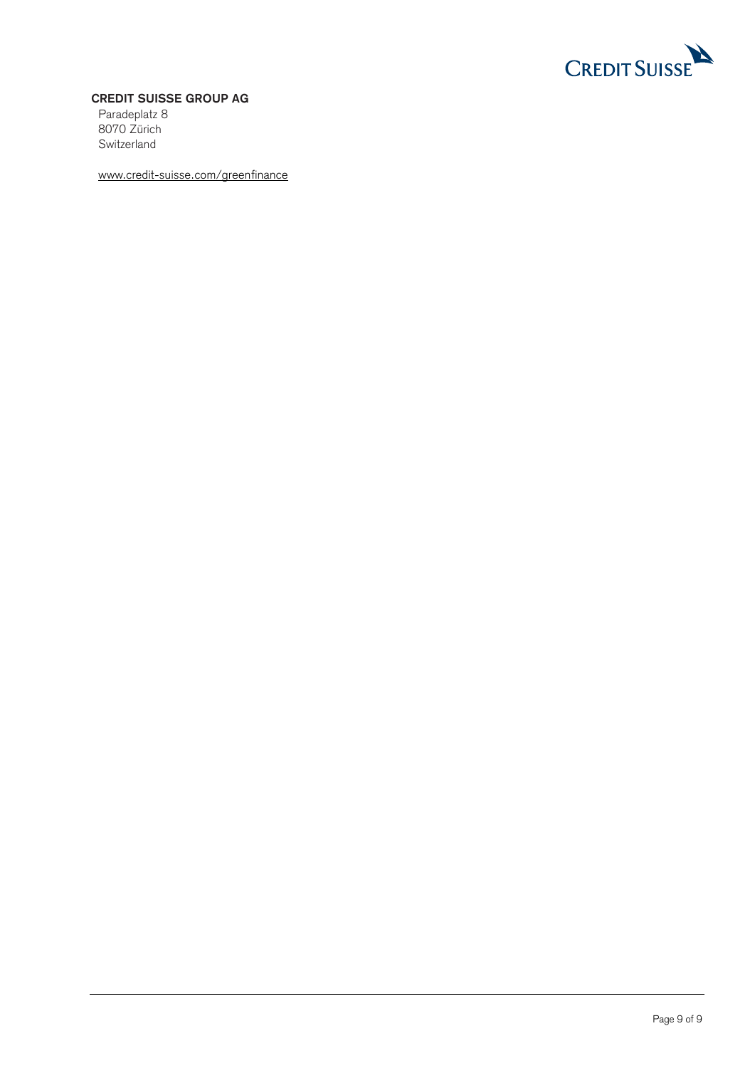**CREDIT SUISSE GROUP AG**

Paradeplatz 8
8070 Zürich
Switzerland

www.credit-suisse.com/greenfinance